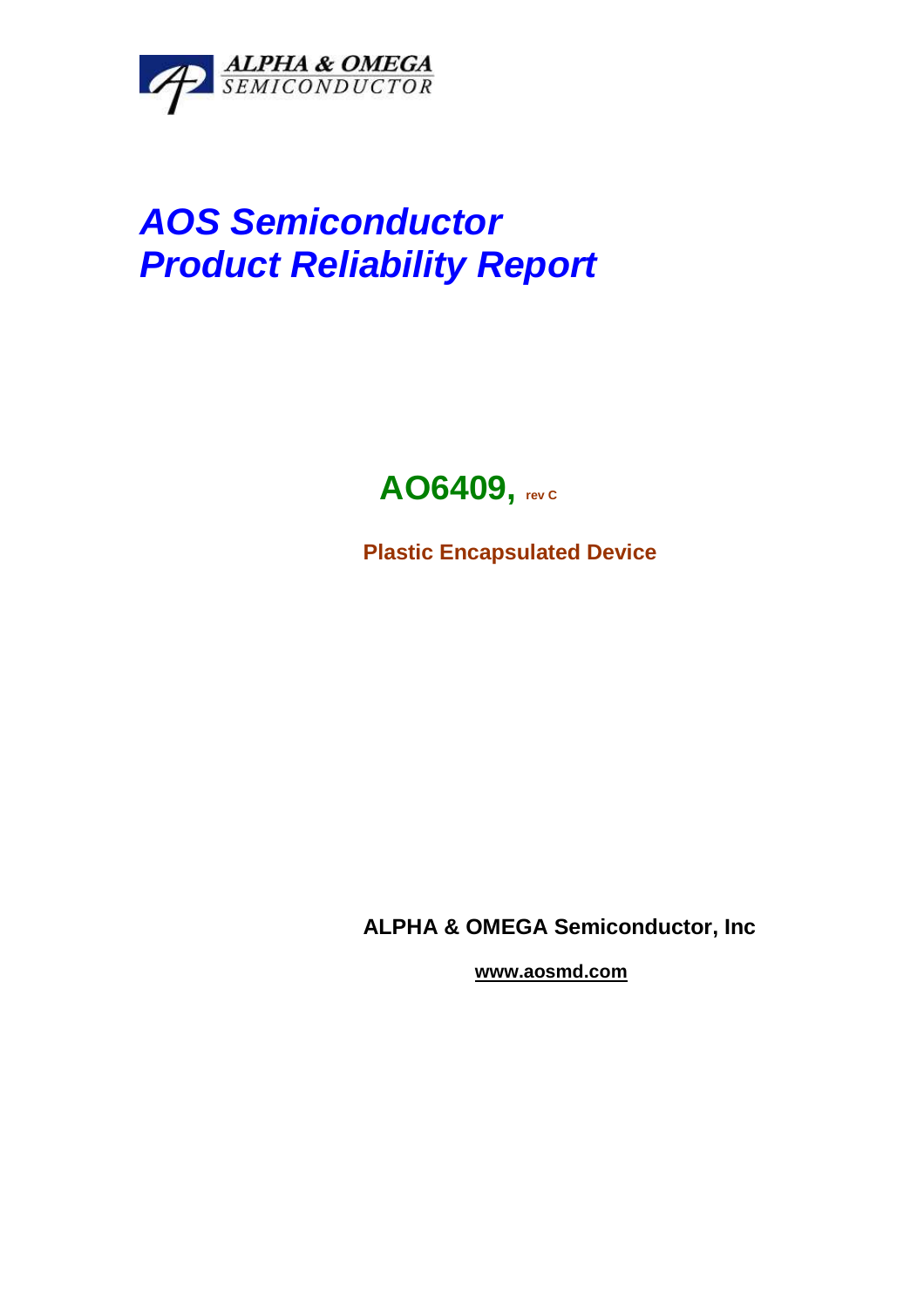ALPHA & OMEGA
SEMICONDUCTOR

# AOS Semiconductor
# Product Reliability Report

## AO6409, rev C

**Plastic Encapsulated Device**

**ALPHA & OMEGA Semiconductor, Inc**

**www.aosmd.com**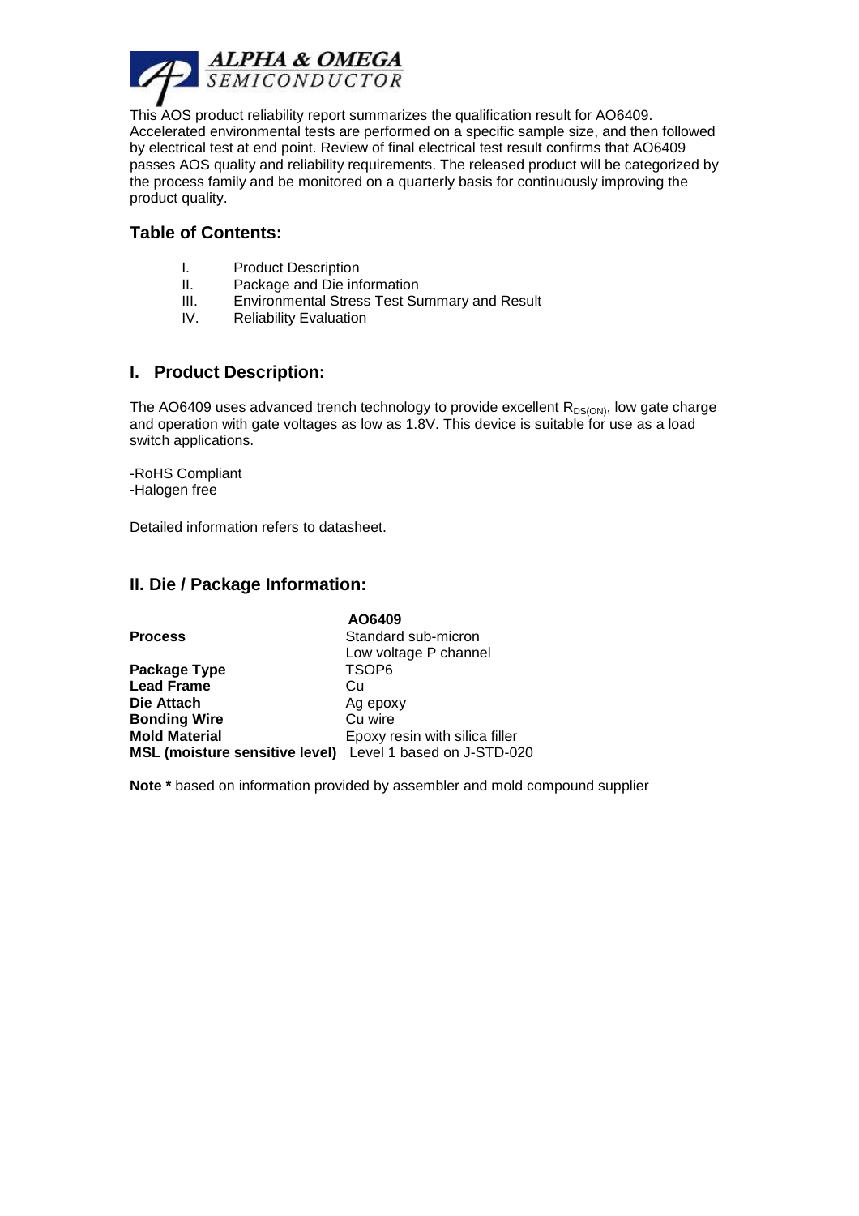This AOS product reliability report summarizes the qualification result for AO6409. Accelerated environmental tests are performed on a specific sample size, and then followed by electrical test at end point. Review of final electrical test result confirms that AO6409 passes AOS quality and reliability requirements. The released product will be categorized by the process family and be monitored on a quarterly basis for continuously improving the product quality.

## Table of Contents:

I. Product Description
II. Package and Die information
III. Environmental Stress Test Summary and Result
IV. Reliability Evaluation

## I. Product Description:

The AO6409 uses advanced trench technology to provide excellent $R_{DS(ON)}$, low gate charge and operation with gate voltages as low as 1.8V. This device is suitable for use as a load switch applications.

-RoHS Compliant
-Halogen free

Detailed information refers to datasheet.

## II. Die / Package Information:

| | AO6409 |
|---|---|
| **Process** | Standard sub-micron<br>Low voltage P channel |
| **Package Type** | TSOP6 |
| **Lead Frame** | Cu |
| **Die Attach** | Ag epoxy |
| **Bonding Wire** | Cu wire |
| **Mold Material** | Epoxy resin with silica filler |
| **MSL (moisture sensitive level)** | Level 1 based on J-STD-020 |

**Note *** based on information provided by assembler and mold compound supplier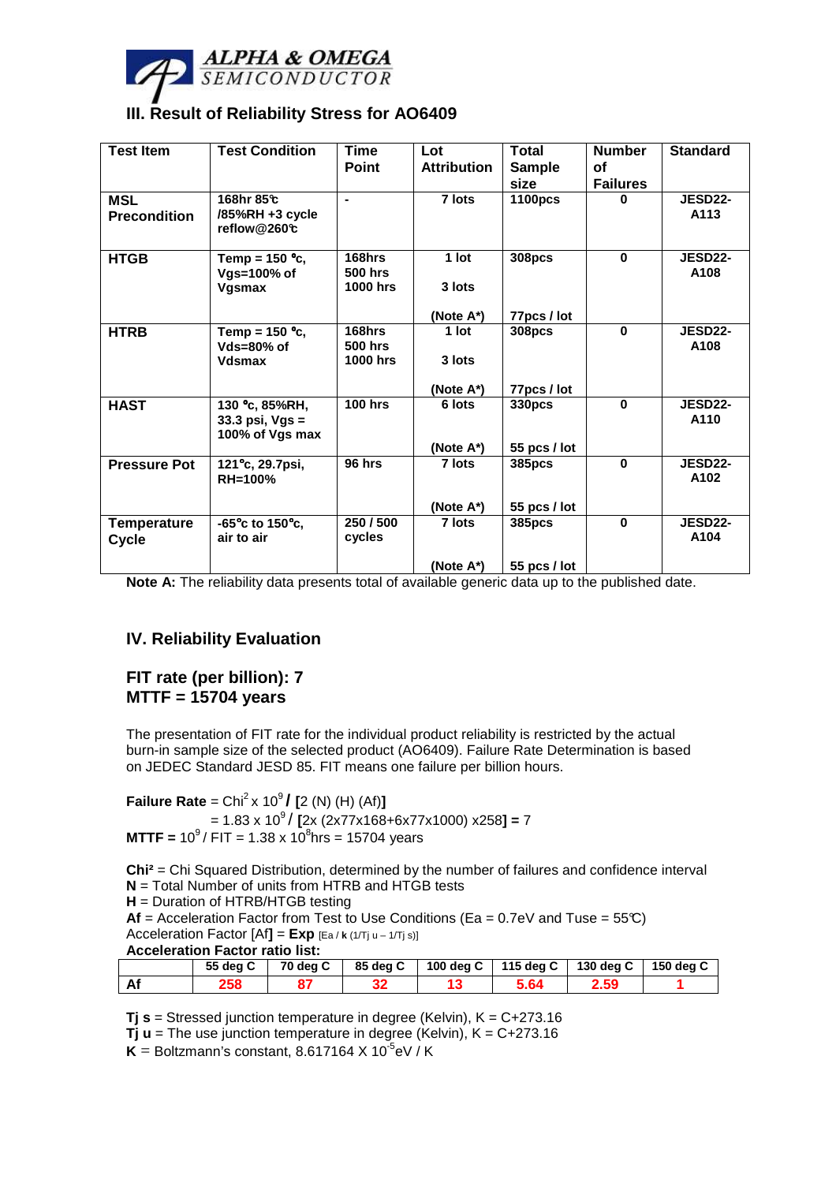## III. Result of Reliability Stress for AO6409

| Test Item | Test Condition | Time Point | Lot Attribution | Total Sample size | Number of Failures | Standard |
|---|---|---|---|---|---|---|
| MSL Precondition | 168hr 85°c /85%RH +3 cycle reflow@260°c | - | 7 lots | 1100pcs | 0 | JESD22-A113 |
| HTGB | Temp = 150 °c, Vgs=100% of Vgsmax | 168hrs 500 hrs 1000 hrs | 1 lot 3 lots (Note A*) | 308pcs 77pcs / lot | 0 | JESD22-A108 |
| HTRB | Temp = 150 °c, Vds=80% of Vdsmax | 168hrs 500 hrs 1000 hrs | 1 lot 3 lots (Note A*) | 308pcs 77pcs / lot | 0 | JESD22-A108 |
| HAST | 130 °c, 85%RH, 33.3 psi, Vgs = 100% of Vgs max | 100 hrs | 6 lots (Note A*) | 330pcs 55 pcs / lot | 0 | JESD22-A110 |
| Pressure Pot | 121°c, 29.7psi, RH=100% | 96 hrs | 7 lots (Note A*) | 385pcs 55 pcs / lot | 0 | JESD22-A102 |
| Temperature Cycle | -65°c to 150°c, air to air | 250 / 500 cycles | 7 lots (Note A*) | 385pcs 55 pcs / lot | 0 | JESD22-A104 |

**Note A:** The reliability data presents total of available generic data up to the published date.

## IV. Reliability Evaluation

### FIT rate (per billion): 7
### MTTF = 15704 years

The presentation of FIT rate for the individual product reliability is restricted by the actual burn-in sample size of the selected product (AO6409). Failure Rate Determination is based on JEDEC Standard JESD 85. FIT means one failure per billion hours.

**Failure Rate** = $Chi^2 \times 10^9$ **/ [**2 (N) (H) (Af)**]**

= $1.83 \times 10^9$ **/ [**2x (2x77x168+6x77x1000) x258**] =** 7

**MTTF =** $10^9$ / FIT = $1.38 \times 10^8$hrs = 15704 years

**Chi²** = Chi Squared Distribution, determined by the number of failures and confidence interval

**N** = Total Number of units from HTRB and HTGB tests

**H** = Duration of HTRB/HTGB testing

**Af** = Acceleration Factor from Test to Use Conditions (Ea = 0.7eV and Tuse = 55°C)

Acceleration Factor [Af**]** = **Exp** [Ea / **k** (1/Tj u – 1/Tj s)]

**Acceleration Factor ratio list:**

| | 55 deg C | 70 deg C | 85 deg C | 100 deg C | 115 deg C | 130 deg C | 150 deg C |
|---|---|---|---|---|---|---|---|
| Af | 258 | 87 | 32 | 13 | 5.64 | 2.59 | 1 |

**Tj s** = Stressed junction temperature in degree (Kelvin), K = C+273.16

**Tj u** = The use junction temperature in degree (Kelvin), K = C+273.16

**K** = Boltzmann's constant, $8.617164 \times 10^{-5}$eV / K